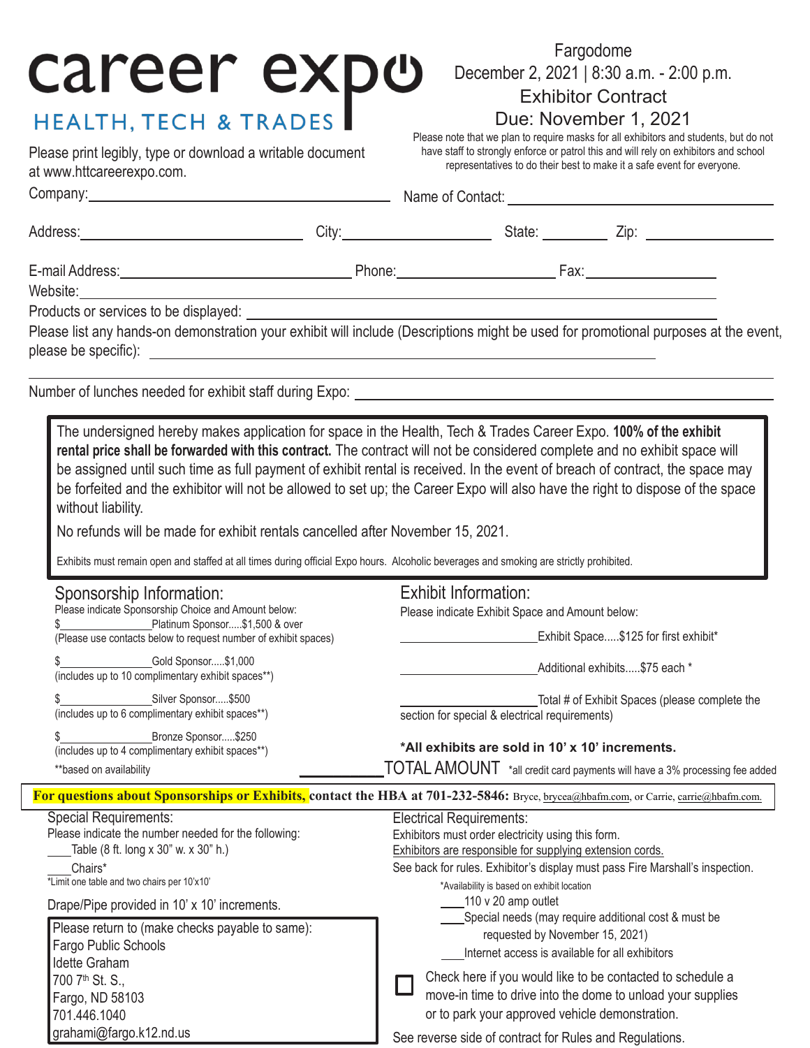# career expo

## HEALTH, TECH & TRADES

Fargodome
December 2, 2021 | 8:30 a.m. - 2:00 p.m.
Exhibitor Contract
Due: November 1, 2021

Please note that we plan to require masks for all exhibitors and students, but do not have staff to strongly enforce or patrol this and will rely on exhibitors and school representatives to do their best to make it a safe event for everyone.

Please print legibly, type or download a writable document at www.httcareerexpo.com.

Company: ______________________ Name of Contact: ______________________

Address: ______________________ City: ______________ State: ________ Zip: ____________

E-mail Address: ______________________ Phone: ______________ Fax: ____________

Website: ______________________________________________

Products or services to be displayed: ______________________________________________

Please list any hands-on demonstration your exhibit will include (Descriptions might be used for promotional purposes at the event, please be specific): ______________________________________________

______________________________________________

Number of lunches needed for exhibit staff during Expo: ______________________

The undersigned hereby makes application for space in the Health, Tech & Trades Career Expo. **100% of the exhibit rental price shall be forwarded with this contract.** The contract will not be considered complete and no exhibit space will be assigned until such time as full payment of exhibit rental is received. In the event of breach of contract, the space may be forfeited and the exhibitor will not be allowed to set up; the Career Expo will also have the right to dispose of the space without liability.

No refunds will be made for exhibit rentals cancelled after November 15, 2021.

Exhibits must remain open and staffed at all times during official Expo hours. Alcoholic beverages and smoking are strictly prohibited.

### Sponsorship Information:

Please indicate Sponsorship Choice and Amount below:

$______________Platinum Sponsor.....$1,500 & over
(Please use contacts below to request number of exhibit spaces)

$______________Gold Sponsor.....$1,000
(includes up to 10 complimentary exhibit spaces**)

$______________Silver Sponsor.....$500
(includes up to 6 complimentary exhibit spaces**)

$______________Bronze Sponsor.....$250
(includes up to 4 complimentary exhibit spaces**)

**based on availability

### Exhibit Information:

Please indicate Exhibit Space and Amount below:

______________Exhibit Space.....$125 for first exhibit*

______________Additional exhibits.....$75 each *

______________Total # of Exhibit Spaces (please complete the section for special & electrical requirements)

***All exhibits are sold in 10' x 10' increments.**

__________ TOTAL AMOUNT *all credit card payments will have a 3% processing fee added

**For questions about Sponsorships or Exhibits, contact the HBA at 701-232-5846:** Bryce, brycea@hbafm.com, or Carrie, carrie@hbafm.com.

### Special Requirements:

Please indicate the number needed for the following:

____Table (8 ft. long x 30" w. x 30" h.)

____Chairs*

*Limit one table and two chairs per 10'x10'

Drape/Pipe provided in 10' x 10' increments.

Please return to (make checks payable to same):
Fargo Public Schools
Idette Graham
700 7th St. S.,
Fargo, ND 58103
701.446.1040
grahami@fargo.k12.nd.us

### Electrical Requirements:

Exhibitors must order electricity using this form.

Exhibitors are responsible for supplying extension cords.

See back for rules. Exhibitor's display must pass Fire Marshall's inspection.

*Availability is based on exhibit location

____110 v 20 amp outlet

____Special needs (may require additional cost & must be requested by November 15, 2021)

____Internet access is available for all exhibitors

☐ Check here if you would like to be contacted to schedule a move-in time to drive into the dome to unload your supplies or to park your approved vehicle demonstration.

See reverse side of contract for Rules and Regulations.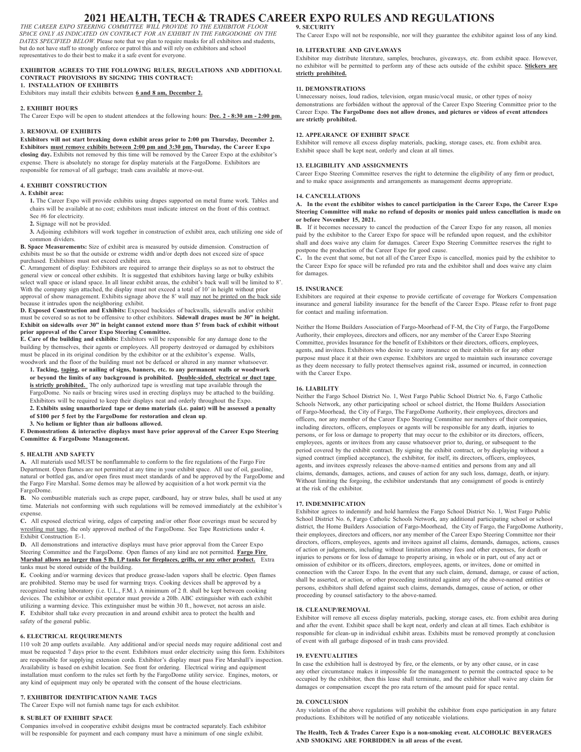# 2021 HEALTH, TECH & TRADES CAREER EXPO RULES AND REGULATIONS

*THE CAREER EXPO STEERING COMMITTEE WILL PROVIDE TO THE EXHIBITOR FLOOR SPACE ONLY AS INDICATED ON CONTRACT FOR AN EXHIBIT IN THE FARGODOME ON THE DATES SPECIFIED BELOW.* Please note that we plan to require masks for all exhibitors and students, but do not have staff to strongly enforce or patrol this and will rely on exhibitors and school representatives to do their best to make it a safe event for everyone.

**EXHIBITOR AGREES TO THE FOLLOWING RULES, REGULATIONS AND ADDITIONAL CONTRACT PROVISIONS BY SIGNING THIS CONTRACT:**

**1. INSTALLATION OF EXHIBITS**

Exhibitors may install their exhibits between **6 and 8 am, December 2.**

**2. EXHIBIT HOURS**

The Career Expo will be open to student attendees at the following hours: **Dec. 2 - 8:30 am - 2:00 pm.**

**3. REMOVAL OF EXHIBITS**

**Exhibitors will not start breaking down exhibit areas prior to 2:00 pm Thursday, December 2. Exhibitors must remove exhibits between 2:00 pm and 3:30 pm, Thursday, the Career Expo closing day.** Exhibits not removed by this time will be removed by the Career Expo at the exhibitor's expense. There is absolutely no storage for display materials at the FargoDome. Exhibitors are responsible for removal of all garbage; trash cans available at move-out.

**4. EXHIBIT CONSTRUCTION**

**A. Exhibit area:**

**1.** The Career Expo will provide exhibits using drapes supported on metal frame work. Tables and chairs will be available at no cost; exhibitors must indicate interest on the front of this contract. See #6 for electricity.

**2.** Signage will not be provided.

**3.** Adjoining exhibitors will work together in construction of exhibit area, each utilizing one side of common dividers.

**B. Space Measurements:** Size of exhibit area is measured by outside dimension. Construction of exhibits must be so that the outside or extreme width and/or depth does not exceed size of space purchased. Exhibitors must not exceed exhibit area.

**C**. Arrangement of display: Exhibitors are required to arrange their displays so as not to obstruct the general view or conceal other exhibits. It is suggested that exhibitors having large or bulky exhibits select wall space or island space. In all linear exhibit areas, the exhibit's back wall will be limited to 8'. With the company sign attached, the display must not exceed a total of 10' in height without prior approval of show management. Exhibits signage above the 8' wall may not be printed on the back side because it intrudes upon the neighboring exhibit.

**D. Exposed Construction and Exhibits:** Exposed backsides of backwalls, sidewalls and/or exhibit must be covered so as not to be offensive to other exhibitors. **Sidewall drapes must be 30" in height. Exhibit on sidewalls over 30" in height cannot extend more than 5' from back of exhibit without prior approval of the Career Expo Steering Committee.**

**E. Care of the building and exhibits:** Exhibitors will be responsible for any damage done to the building by themselves, their agents or employees. All property destroyed or damaged by exhibitors must be placed in its original condition by the exhibitor or at the exhibitor's expense. Walls, woodwork and the floor of the building must not be defaced or altered in any manner whatsoever.

**1. Tacking, taping, or nailing of signs, banners, etc. to any permanent walls or woodwork or beyond the limits of any background is prohibited. Double-sided, electrical or duct tape is strictly prohibited.** The only authorized tape is wrestling mat tape available through the FargoDome. No nails or bracing wires used in erecting displays may be attached to the building. Exhibitors will be required to keep their displays neat and orderly throughout the Expo.

**2. Exhibits using unauthorized tape or demo materials (i.e. paint) will be assessed a penalty of $100 per 5 feet by the FargoDome for restoration and clean up**.

**3. No helium or lighter than air balloons allowed.**

**F. Demonstrations & interactive displays must have prior approval of the Career Expo Steering Committee & FargoDome Management.**

**5. HEALTH AND SAFETY**

**A.** All materials used MUST be nonflammable to conform to the fire regulations of the Fargo Fire Department. Open flames are not permitted at any time in your exhibit space. All use of oil, gasoline, natural or bottled gas, and/or open fires must meet standards of and be approved by the FargoDome and the Fargo Fire Marshal. Some demos may be allowed by acquisition of a hot work permit via the FargoDome.

**B.** No combustible materials such as crepe paper, cardboard, hay or straw bales, shall be used at any time. Materials not conforming with such regulations will be removed immediately at the exhibitor's expense.

**C.** All exposed electrical wiring, edges of carpeting and/or other floor coverings must be secured by wrestling mat tape, the only approved method of the FargoDome. See Tape Restrictions under 4. Exhibit Construction E-1.

**D.** All demonstrations and interactive displays must have prior approval from the Career Expo Steering Committee and the FargoDome. Open flames of any kind are not permitted. **Fargo Fire Marshal allows no larger than 5 lb. LP tanks for fireplaces, grills, or any other product.** Extra tanks must be stored outside of the building.

**E.** Cooking and/or warming devices that produce grease-laden vapors shall be electric. Open flames are prohibited. Sterno may be used for warming trays. Cooking devices shall be approved by a recognized testing laboratory (i.e. U.L., F.M.). A minimum of 2 ft. shall be kept between cooking devices. The exhibitor or exhibit operator must provide a 20lb. ABC extinguisher with each exhibit utilizing a warming device. This extinguisher must be within 30 ft., however, not across an aisle.

**F.** Exhibitor shall take every precaution in and around exhibit area to protect the health and safety of the general public.

**6. ELECTRICAL REQUIREMENTS**

110 volt 20 amp outlets available. Any additional and/or special needs may require additional cost and must be requested 7 days prior to the event. Exhibitors must order electricity using this form. Exhibitors are responsible for supplying extension cords. Exhibitor's display must pass Fire Marshall's inspection. Availability is based on exhibit location. See front for ordering. Electrical wiring and equipment installation must conform to the rules set forth by the FargoDome utility service. Engines, motors, or any kind of equipment may only be operated with the consent of the house electricians.

**7. EXHIBITOR IDENTIFICATION NAME TAGS**

The Career Expo will not furnish name tags for each exhibitor.

**8. SUBLET OF EXHIBIT SPACE**

Companies involved in cooperative exhibit designs must be contracted separately. Each exhibitor will be responsible for payment and each company must have a minimum of one single exhibit.

**9. SECURITY**

The Career Expo will not be responsible, nor will they guarantee the exhibitor against loss of any kind.

**10. LITERATURE AND GIVEAWAYS**

Exhibitor may distribute literature, samples, brochures, giveaways, etc. from exhibit space. However, no exhibitor will be permitted to perform any of these acts outside of the exhibit space. **Stickers are strictly prohibited.**

**11. DEMONSTRATIONS**

Unnecessary noises, loud radios, television, organ music/vocal music, or other types of noisy demonstrations are forbidden without the approval of the Career Expo Steering Committee prior to the Career Expo. **The FargoDome does not allow drones, and pictures or videos of event attendees are strictly prohibited.**

**12. APPEARANCE OF EXHIBIT SPACE**

Exhibitor will remove all excess display materials, packing, storage cases, etc. from exhibit area. Exhibit space shall be kept neat, orderly and clean at all times.

**13. ELIGIBILITY AND ASSIGNMENTS**

Career Expo Steering Committee reserves the right to determine the eligibility of any firm or product, and to make space assignments and arrangements as management deems appropriate.

**14. CANCELLATIONS**

**A. In the event the exhibitor wishes to cancel participation in the Career Expo, the Career Expo Steering Committee will make no refund of deposits or monies paid unless cancellation is made on or before November 15, 2021.**

**B.** If it becomes necessary to cancel the production of the Career Expo for any reason, all monies paid by the exhibitor to the Career Expo for space will be refunded upon request, and the exhibitor shall and does waive any claim for damages. Career Expo Steering Committee reserves the right to postpone the production of the Career Expo for good cause.

**C.** In the event that some, but not all of the Career Expo is cancelled, monies paid by the exhibitor to the Career Expo for space will be refunded pro rata and the exhibitor shall and does waive any claim for damages.

**15. INSURANCE**

Exhibitors are required at their expense to provide certificate of coverage for Workers Compensation insurance and general liability insurance for the benefit of the Career Expo. Please refer to front page for contact and mailing information.

Neither the Home Builders Association of Fargo-Moorhead of F-M, the City of Fargo, the FargoDome Authority, their employees, directors and officers, nor any member of the Career Expo Steering Committee, provides Insurance for the benefit of Exhibitors or their directors, officers, employees, agents, and invitees. Exhibitors who desire to carry insurance on their exhibits or for any other purpose must place it at their own expense. Exhibitors are urged to maintain such insurance coverage as they deem necessary to fully protect themselves against risk, assumed or incurred, in connection with the Career Expo.

**16. LIABILITY**

Neither the Fargo School District No. 1, West Fargo Public School District No. 6, Fargo Catholic Schools Network, any other participating school or school district, the Home Builders Association of Fargo-Moorhead, the City of Fargo, The FargoDome Authority, their employees, directors and officers, nor any member of the Career Expo Steering Committee nor members of their companies, including directors, officers, employees or agents will be responsible for any death, injuries to persons, or for loss or damage to property that may occur to the exhibitor or its directors, officers, employees, agents or invitees from any cause whatsoever prior to, during, or subsequent to the period covered by the exhibit contract. By signing the exhibit contract, or by displaying without a signed contract (implied acceptance), the exhibitor, for itself, its directors, officers, employees, agents, and invitees expressly releases the above-named entities and persons from any and all claims, demands, damages, actions, and causes of action for any such loss, damage, death, or injury. Without limiting the forgoing, the exhibitor understands that any consignment of goods is entirely at the risk of the exhibitor.

**17. INDEMNIFICATION**

Exhibitor agrees to indemnify and hold harmless the Fargo School District No. 1, West Fargo Public School District No. 6, Fargo Catholic Schools Network, any additional participating school or school district, the Home Builders Association of Fargo-Moorhead, the City of Fargo, the FargoDome Authority, their employees, directors and officers, nor any member of the Career Expo Steering Committee nor their directors, officers, employees, agents and invitees against all claims, demands, damages, actions, causes of action or judgements, including without limitation attorney fees and other expenses, for death or injuries to persons or for loss of damage to property arising, in whole or in part, out of any act or omission of exhibitor or its officers, directors, employees, agents, or invitees, done or omitted in connection with the Career Expo. In the event that any such claim, demand, damage, or cause of action, shall be asserted, or action, or other proceeding instituted against any of the above-named entities or persons, exhibitors shall defend against such claims, demands, damages, cause of action, or other proceeding by counsel satisfactory to the above-named.

**18. CLEANUP/REMOVAL**

Exhibitor will remove all excess display materials, packing, storage cases, etc. from exhibit area during and after the event. Exhibit space shall be kept neat, orderly and clean at all times. Each exhibitor is responsible for clean-up in individual exhibit areas. Exhibits must be removed promptly at conclusion of event with all garbage disposed of in trash cans provided.

**19. EVENTUALITIES**

In case the exhibition hall is destroyed by fire, or the elements, or by any other cause, or in case any other circumstance makes it impossible for the management to permit the contracted space to be occupied by the exhibitor, then this lease shall terminate, and the exhibitor shall waive any claim for damages or compensation except the pro rata return of the amount paid for space rental.

**20. CONCLUSION**

Any violation of the above regulations will prohibit the exhibitor from expo participation in any future productions. Exhibitors will be notified of any noticeable violations.

**The Health, Tech & Trades Career Expo is a non-smoking event. ALCOHOLIC BEVERAGES AND SMOKING ARE FORBIDDEN in all areas of the event.**